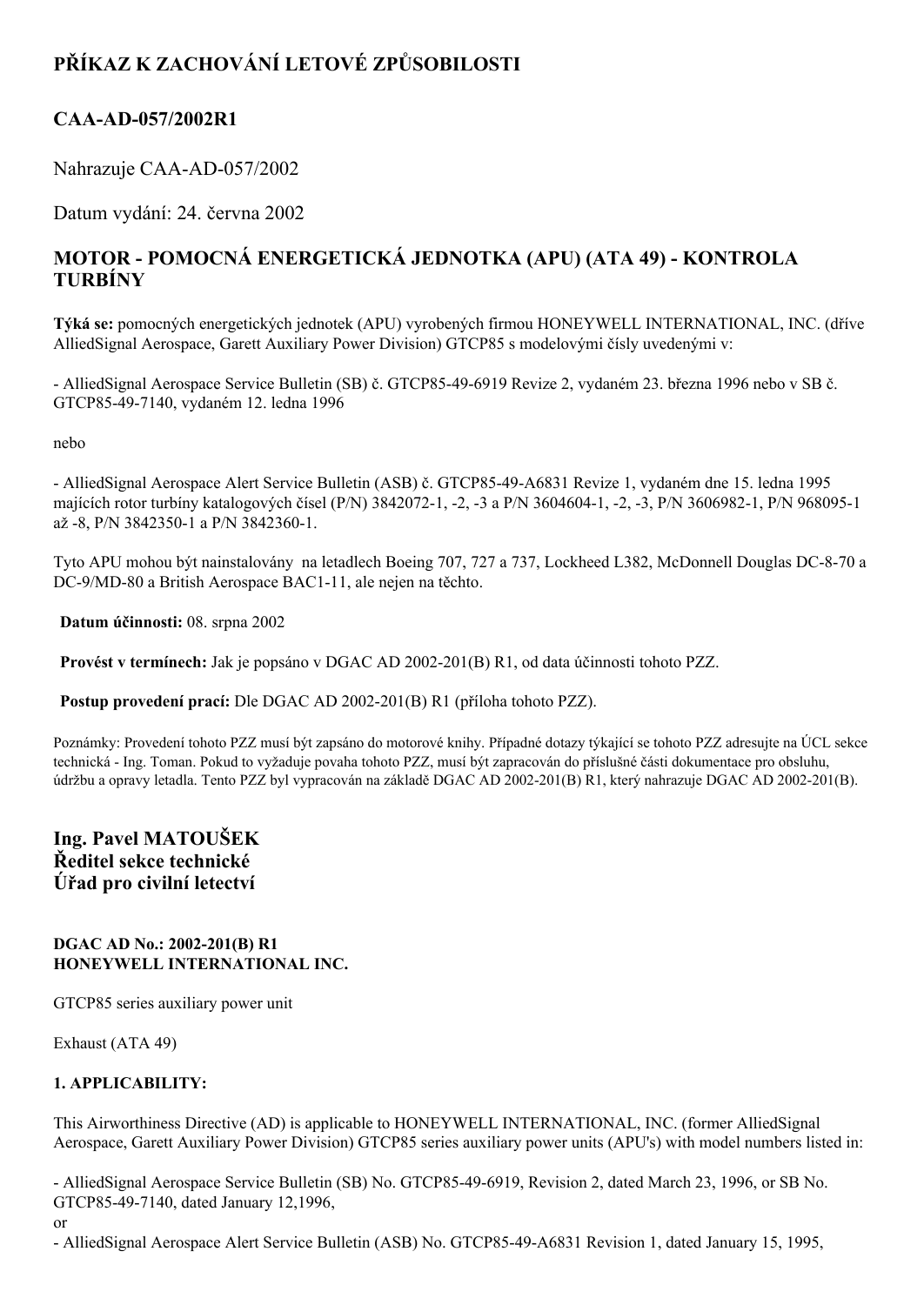# PŘÍKAZ K ZACHOVÁNÍ LETOVÉ ZPŮSOBILOSTI

## CAA-AD-057/2002R1

Nahrazuje CAA-AD-057/2002

Datum vydání: 24. června 2002

## MOTOR - POMOCNÁ ENERGETICKÁ JEDNOTKA (APU) (ATA 49) - KONTROLA TURBÍNY

**Týká se:** pomocných energetických jednotek (APU) vyrobených firmou HONEYWELL INTERNATIONAL, INC. (dříve AlliedSignal Aerospace, Garett Auxiliary Power Division) GTCP85 s modelovými čísly uvedenými v:

- AlliedSignal Aerospace Service Bulletin (SB) č. GTCP85-49-6919 Revize 2, vydaném 23. března 1996 nebo v SB č. GTCP85-49-7140, vydaném 12. ledna 1996

nebo

- AlliedSignal Aerospace Alert Service Bulletin (ASB) č. GTCP85-49-A6831 Revize 1, vydaném dne 15. ledna 1995 majících rotor turbíny katalogových čísel (P/N) 3842072-1, -2, -3 a P/N 3604604-1, -2, -3, P/N 3606982-1, P/N 968095-1 až -8, P/N 3842350-1 a P/N 3842360-1.

Tyto APU mohou být nainstalovány na letadlech Boeing 707, 727 a 737, Lockheed L382, McDonnell Douglas DC-8-70 a DC-9/MD-80 a British Aerospace BAC1-11, ale nejen na těchto.

**Datum účinnosti:** 08. srpna 2002

**Provést v termínech:** Jak je popsáno v DGAC AD 2002-201(B) R1, od data účinnosti tohoto PZZ.

**Postup provedení prací:** Dle DGAC AD 2002-201(B) R1 (příloha tohoto PZZ).

Poznámky: Provedení tohoto PZZ musí být zapsáno do motorové knihy. Případné dotazy týkající se tohoto PZZ adresujte na ÚCL sekce technická - Ing. Toman. Pokud to vyžaduje povaha tohoto PZZ, musí být zapracován do příslušné části dokumentace pro obsluhu, údržbu a opravy letadla. Tento PZZ byl vypracován na základě DGAC AD 2002-201(B) R1, který nahrazuje DGAC AD 2002-201(B).

**Ing. Pavel MATOUŠEK**
**Ředitel sekce technické**
**Úřad pro civilní letectví**

**DGAC AD No.: 2002-201(B) R1**
**HONEYWELL INTERNATIONAL INC.**

GTCP85 series auxiliary power unit

Exhaust (ATA 49)

**1. APPLICABILITY:**

This Airworthiness Directive (AD) is applicable to HONEYWELL INTERNATIONAL, INC. (former AlliedSignal Aerospace, Garett Auxiliary Power Division) GTCP85 series auxiliary power units (APU's) with model numbers listed in:

- AlliedSignal Aerospace Service Bulletin (SB) No. GTCP85-49-6919, Revision 2, dated March 23, 1996, or SB No. GTCP85-49-7140, dated January 12,1996,

or

- AlliedSignal Aerospace Alert Service Bulletin (ASB) No. GTCP85-49-A6831 Revision 1, dated January 15, 1995,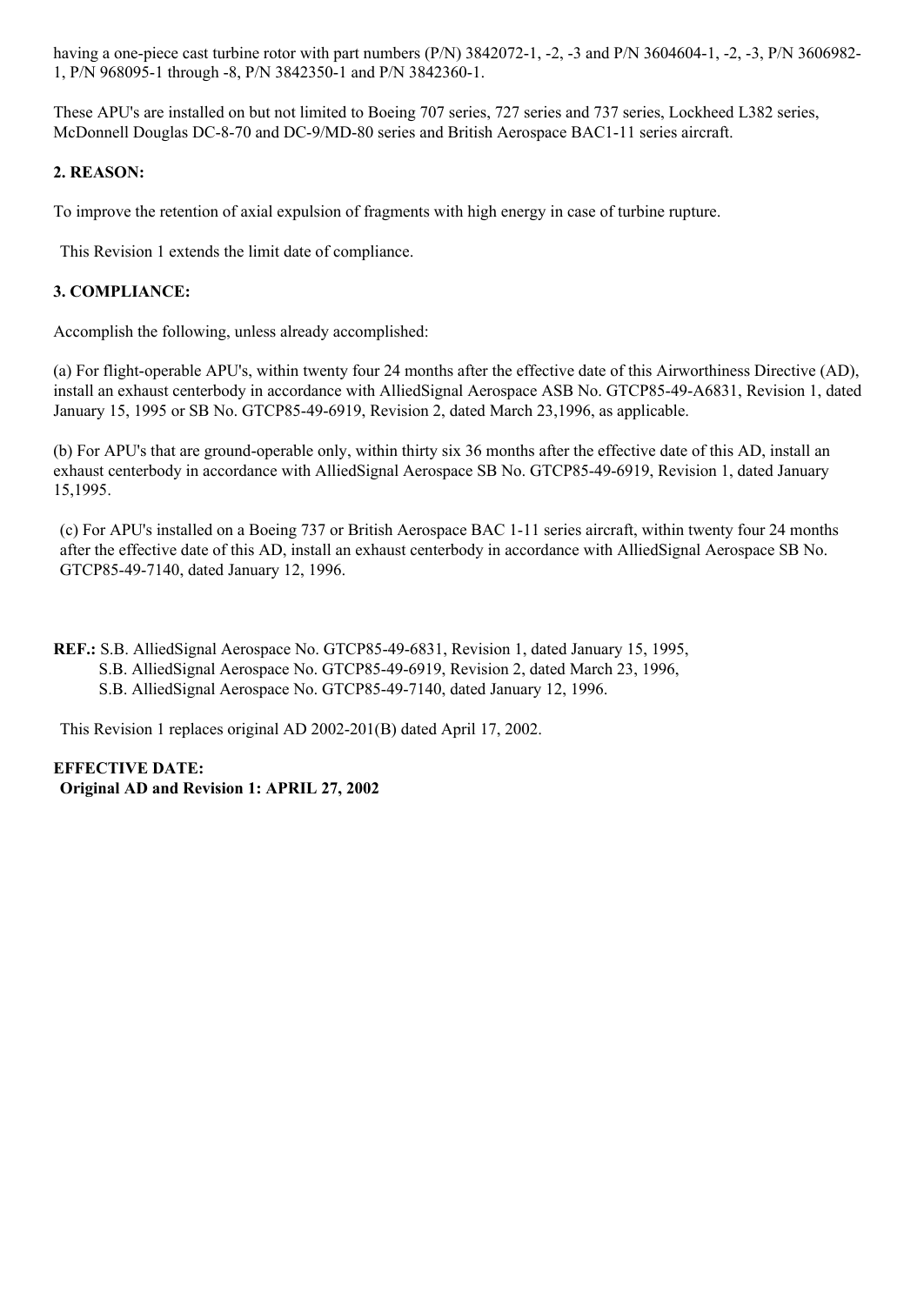having a one-piece cast turbine rotor with part numbers (P/N) 3842072-1, -2, -3 and P/N 3604604-1, -2, -3, P/N 3606982-1, P/N 968095-1 through -8, P/N 3842350-1 and P/N 3842360-1.

These APU's are installed on but not limited to Boeing 707 series, 727 series and 737 series, Lockheed L382 series, McDonnell Douglas DC-8-70 and DC-9/MD-80 series and British Aerospace BAC1-11 series aircraft.

**2. REASON:**

To improve the retention of axial expulsion of fragments with high energy in case of turbine rupture.

This Revision 1 extends the limit date of compliance.

**3. COMPLIANCE:**

Accomplish the following, unless already accomplished:

(a) For flight-operable APU's, within twenty four 24 months after the effective date of this Airworthiness Directive (AD), install an exhaust centerbody in accordance with AlliedSignal Aerospace ASB No. GTCP85-49-A6831, Revision 1, dated January 15, 1995 or SB No. GTCP85-49-6919, Revision 2, dated March 23,1996, as applicable.

(b) For APU's that are ground-operable only, within thirty six 36 months after the effective date of this AD, install an exhaust centerbody in accordance with AlliedSignal Aerospace SB No. GTCP85-49-6919, Revision 1, dated January 15,1995.

(c) For APU's installed on a Boeing 737 or British Aerospace BAC 1-11 series aircraft, within twenty four 24 months after the effective date of this AD, install an exhaust centerbody in accordance with AlliedSignal Aerospace SB No. GTCP85-49-7140, dated January 12, 1996.

**REF.:** S.B. AlliedSignal Aerospace No. GTCP85-49-6831, Revision 1, dated January 15, 1995,
S.B. AlliedSignal Aerospace No. GTCP85-49-6919, Revision 2, dated March 23, 1996,
S.B. AlliedSignal Aerospace No. GTCP85-49-7140, dated January 12, 1996.

This Revision 1 replaces original AD 2002-201(B) dated April 17, 2002.

**EFFECTIVE DATE:**
**Original AD and Revision 1: APRIL 27, 2002**